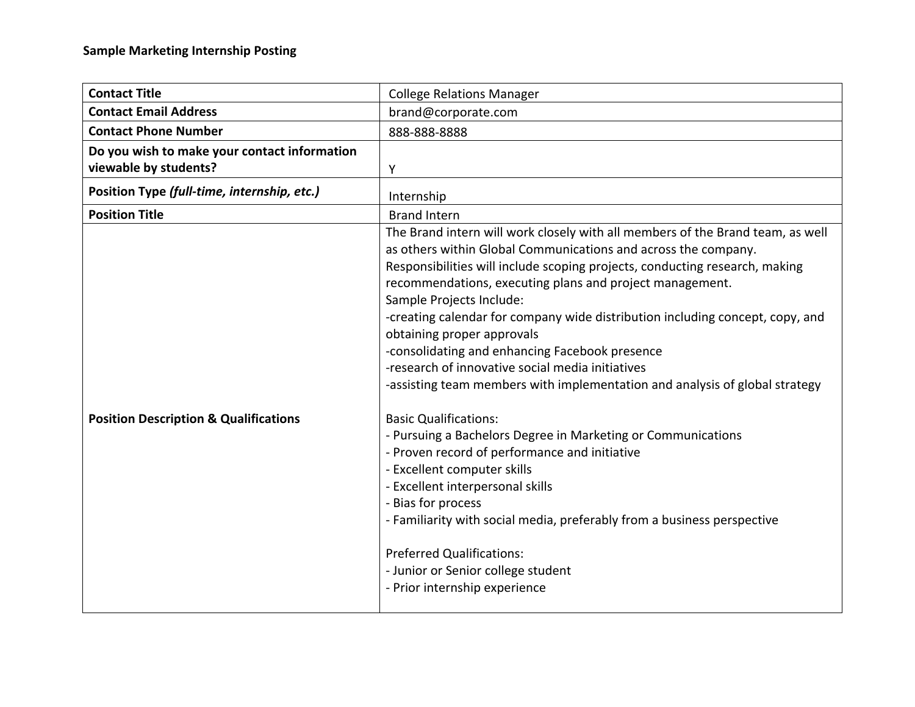**Sample Marketing Internship Posting**

| | |
|---|---|
| **Contact Title** | College Relations Manager |
| **Contact Email Address** | brand@corporate.com |
| **Contact Phone Number** | 888-888-8888 |
| **Do you wish to make your contact information viewable by students?** | Y |
| **Position Type** ***(full-time, internship, etc.)*** | Internship |
| **Position Title** | Brand Intern |
| **Position Description & Qualifications** | The Brand intern will work closely with all members of the Brand team, as well as others within Global Communications and across the company. Responsibilities will include scoping projects, conducting research, making recommendations, executing plans and project management.<br>Sample Projects Include:<br>-creating calendar for company wide distribution including concept, copy, and obtaining proper approvals<br>-consolidating and enhancing Facebook presence<br>-research of innovative social media initiatives<br>-assisting team members with implementation and analysis of global strategy<br><br>Basic Qualifications:<br>- Pursuing a Bachelors Degree in Marketing or Communications<br>- Proven record of performance and initiative<br>- Excellent computer skills<br>- Excellent interpersonal skills<br>- Bias for process<br>- Familiarity with social media, preferably from a business perspective<br><br>Preferred Qualifications:<br>- Junior or Senior college student<br>- Prior internship experience |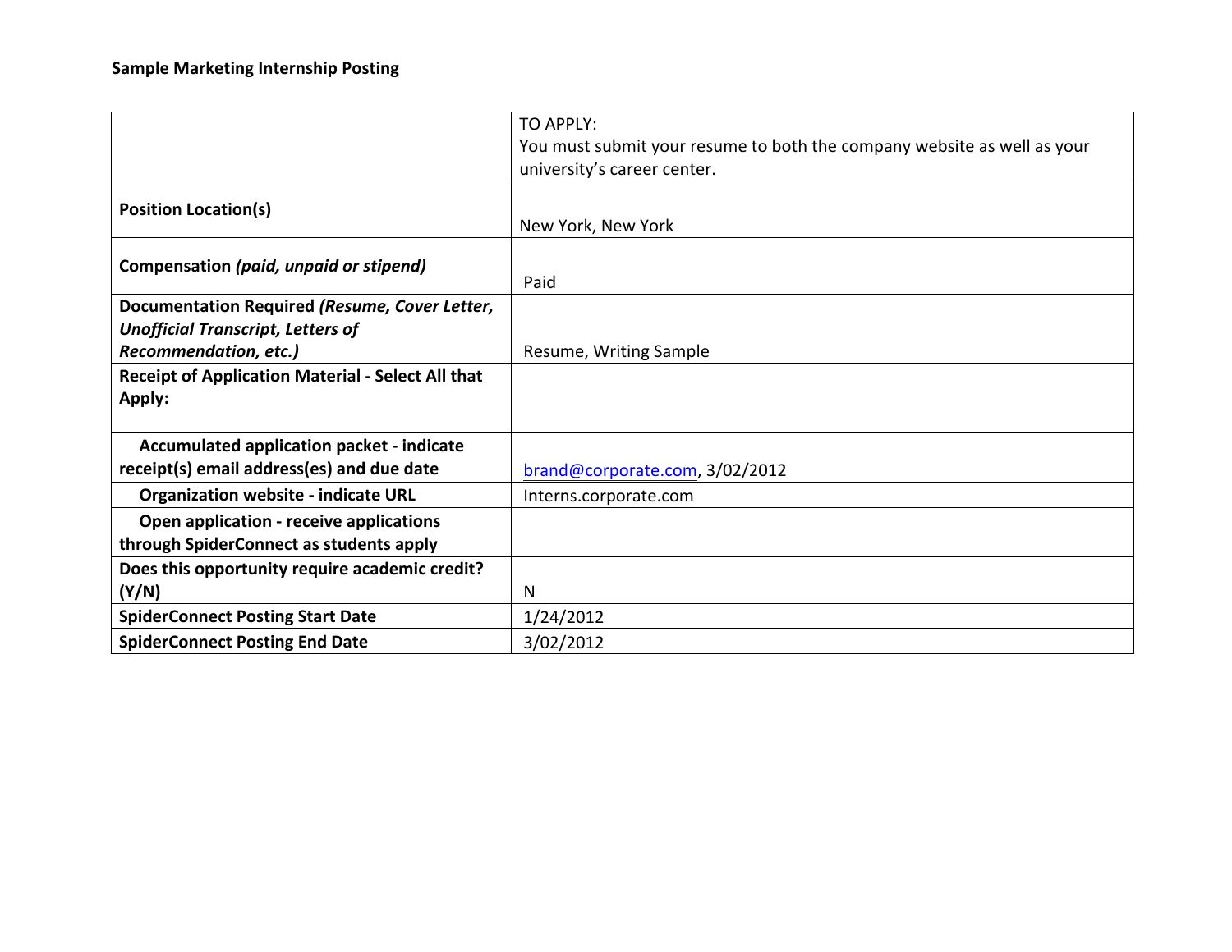**Sample Marketing Internship Posting**

| | |
|---|---|
| | TO APPLY:<br>You must submit your resume to both the company website as well as your university's career center. |
| **Position Location(s)** | New York, New York |
| **Compensation *(paid, unpaid or stipend)*** | Paid |
| **Documentation Required *(Resume, Cover Letter, Unofficial Transcript, Letters of Recommendation, etc.)*** | Resume, Writing Sample |
| **Receipt of Application Material - Select All that Apply:** | |
| **Accumulated application packet - indicate receipt(s) email address(es) and due date** | brand@corporate.com, 3/02/2012 |
| **Organization website - indicate URL** | Interns.corporate.com |
| **Open application - receive applications through SpiderConnect as students apply** | |
| **Does this opportunity require academic credit? (Y/N)** | N |
| **SpiderConnect Posting Start Date** | 1/24/2012 |
| **SpiderConnect Posting End Date** | 3/02/2012 |